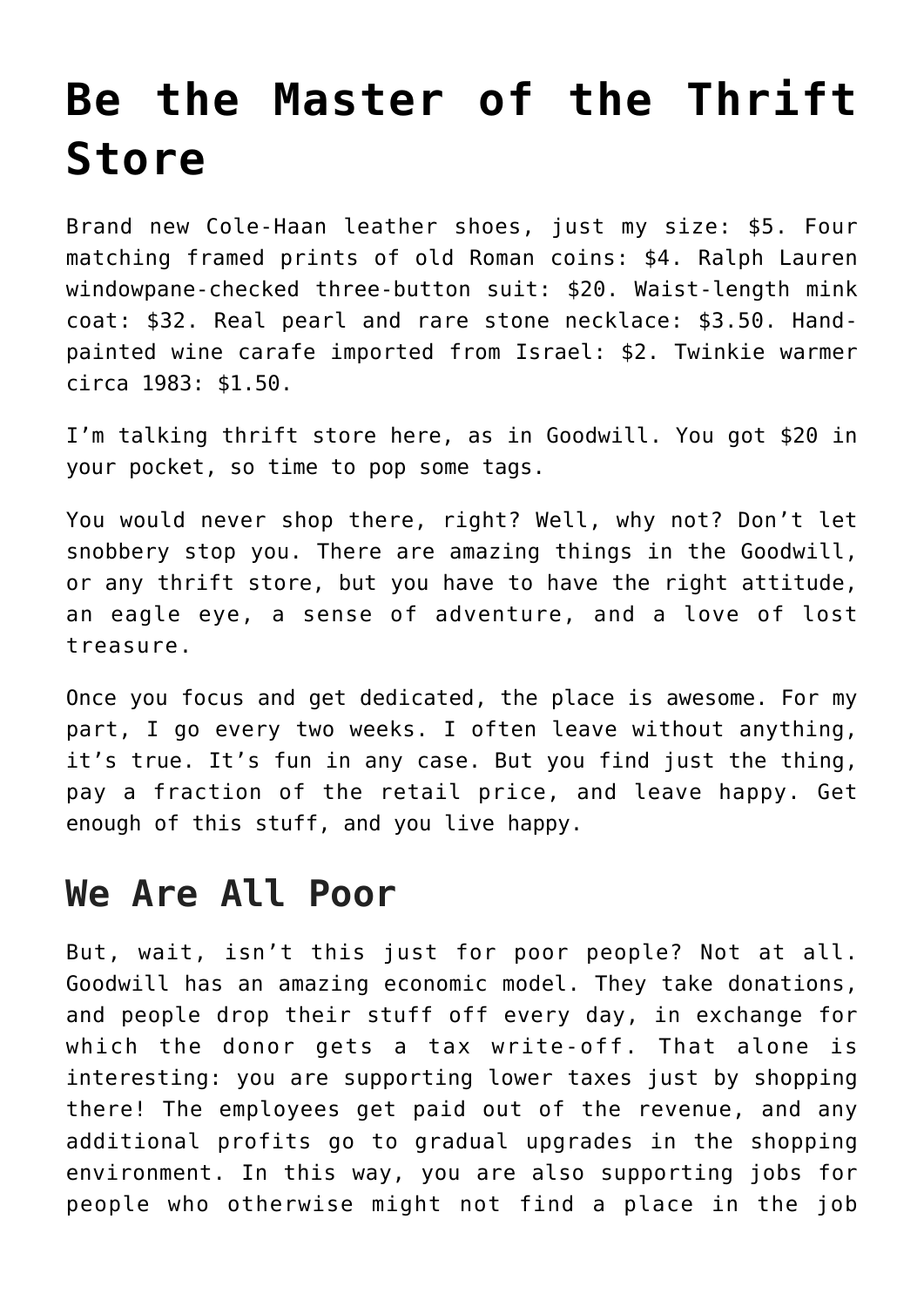# Be the Master of the Thrift Store

Brand new Cole-Haan leather shoes, just my size: $5. Four matching framed prints of old Roman coins: $4. Ralph Lauren windowpane-checked three-button suit: $20. Waist-length mink coat: $32. Real pearl and rare stone necklace: $3.50. Hand-painted wine carafe imported from Israel: $2. Twinkie warmer circa 1983: $1.50.

I'm talking thrift store here, as in Goodwill. You got $20 in your pocket, so time to pop some tags.

You would never shop there, right? Well, why not? Don't let snobbery stop you. There are amazing things in the Goodwill, or any thrift store, but you have to have the right attitude, an eagle eye, a sense of adventure, and a love of lost treasure.

Once you focus and get dedicated, the place is awesome. For my part, I go every two weeks. I often leave without anything, it's true. It's fun in any case. But you find just the thing, pay a fraction of the retail price, and leave happy. Get enough of this stuff, and you live happy.

## We Are All Poor

But, wait, isn't this just for poor people? Not at all. Goodwill has an amazing economic model. They take donations, and people drop their stuff off every day, in exchange for which the donor gets a tax write-off. That alone is interesting: you are supporting lower taxes just by shopping there! The employees get paid out of the revenue, and any additional profits go to gradual upgrades in the shopping environment. In this way, you are also supporting jobs for people who otherwise might not find a place in the job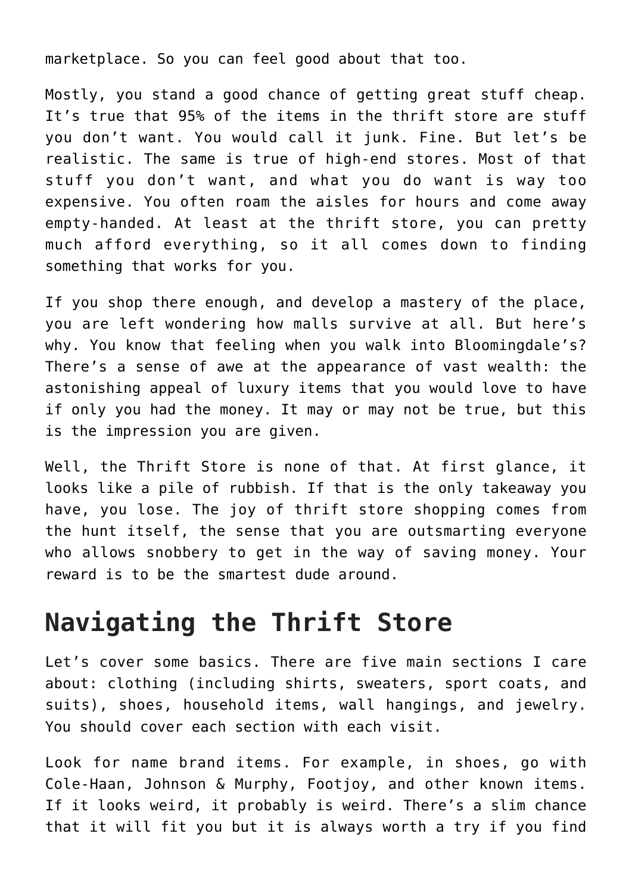marketplace. So you can feel good about that too.

Mostly, you stand a good chance of getting great stuff cheap. It's true that 95% of the items in the thrift store are stuff you don't want. You would call it junk. Fine. But let's be realistic. The same is true of high-end stores. Most of that stuff you don't want, and what you do want is way too expensive. You often roam the aisles for hours and come away empty-handed. At least at the thrift store, you can pretty much afford everything, so it all comes down to finding something that works for you.

If you shop there enough, and develop a mastery of the place, you are left wondering how malls survive at all. But here's why. You know that feeling when you walk into Bloomingdale's? There's a sense of awe at the appearance of vast wealth: the astonishing appeal of luxury items that you would love to have if only you had the money. It may or may not be true, but this is the impression you are given.

Well, the Thrift Store is none of that. At first glance, it looks like a pile of rubbish. If that is the only takeaway you have, you lose. The joy of thrift store shopping comes from the hunt itself, the sense that you are outsmarting everyone who allows snobbery to get in the way of saving money. Your reward is to be the smartest dude around.

## Navigating the Thrift Store

Let's cover some basics. There are five main sections I care about: clothing (including shirts, sweaters, sport coats, and suits), shoes, household items, wall hangings, and jewelry. You should cover each section with each visit.

Look for name brand items. For example, in shoes, go with Cole-Haan, Johnson & Murphy, Footjoy, and other known items. If it looks weird, it probably is weird. There's a slim chance that it will fit you but it is always worth a try if you find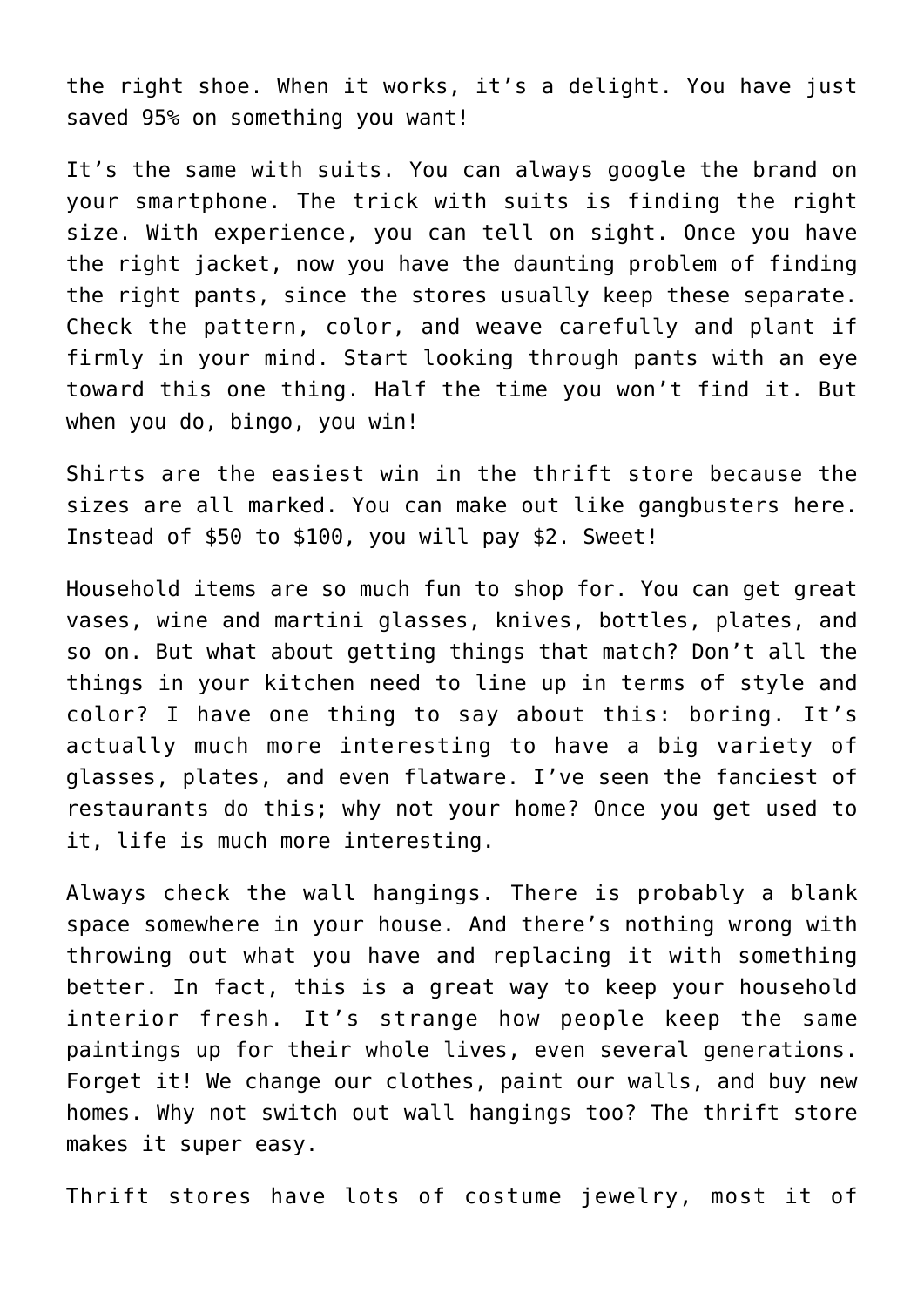the right shoe. When it works, it's a delight. You have just saved 95% on something you want!

It's the same with suits. You can always google the brand on your smartphone. The trick with suits is finding the right size. With experience, you can tell on sight. Once you have the right jacket, now you have the daunting problem of finding the right pants, since the stores usually keep these separate. Check the pattern, color, and weave carefully and plant if firmly in your mind. Start looking through pants with an eye toward this one thing. Half the time you won't find it. But when you do, bingo, you win!

Shirts are the easiest win in the thrift store because the sizes are all marked. You can make out like gangbusters here. Instead of $50 to $100, you will pay $2. Sweet!

Household items are so much fun to shop for. You can get great vases, wine and martini glasses, knives, bottles, plates, and so on. But what about getting things that match? Don't all the things in your kitchen need to line up in terms of style and color? I have one thing to say about this: boring. It's actually much more interesting to have a big variety of glasses, plates, and even flatware. I've seen the fanciest of restaurants do this; why not your home? Once you get used to it, life is much more interesting.

Always check the wall hangings. There is probably a blank space somewhere in your house. And there's nothing wrong with throwing out what you have and replacing it with something better. In fact, this is a great way to keep your household interior fresh. It's strange how people keep the same paintings up for their whole lives, even several generations. Forget it! We change our clothes, paint our walls, and buy new homes. Why not switch out wall hangings too? The thrift store makes it super easy.

Thrift stores have lots of costume jewelry, most it of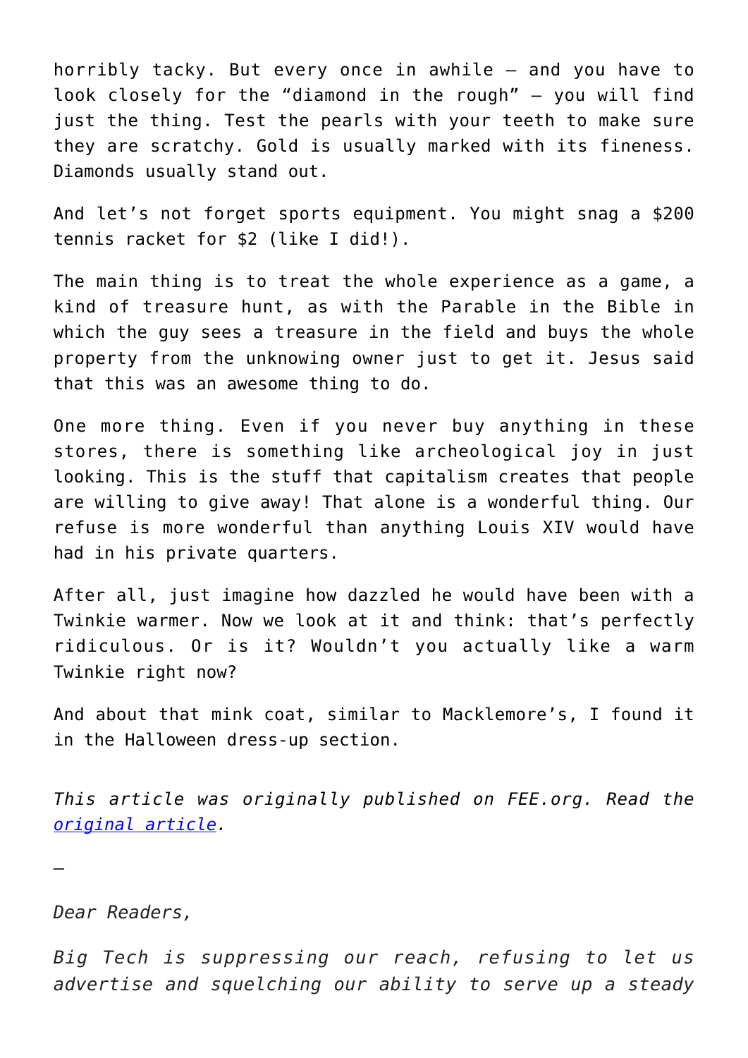horribly tacky. But every once in awhile – and you have to look closely for the "diamond in the rough" – you will find just the thing. Test the pearls with your teeth to make sure they are scratchy. Gold is usually marked with its fineness. Diamonds usually stand out.

And let's not forget sports equipment. You might snag a $200 tennis racket for $2 (like I did!).

The main thing is to treat the whole experience as a game, a kind of treasure hunt, as with the Parable in the Bible in which the guy sees a treasure in the field and buys the whole property from the unknowing owner just to get it. Jesus said that this was an awesome thing to do.

One more thing. Even if you never buy anything in these stores, there is something like archeological joy in just looking. This is the stuff that capitalism creates that people are willing to give away! That alone is a wonderful thing. Our refuse is more wonderful than anything Louis XIV would have had in his private quarters.

After all, just imagine how dazzled he would have been with a Twinkie warmer. Now we look at it and think: that's perfectly ridiculous. Or is it? Wouldn't you actually like a warm Twinkie right now?

And about that mink coat, similar to Macklemore's, I found it in the Halloween dress-up section.

*This article was originally published on FEE.org. Read the [original article](original article).*

—

*Dear Readers,*

*Big Tech is suppressing our reach, refusing to let us advertise and squelching our ability to serve up a steady*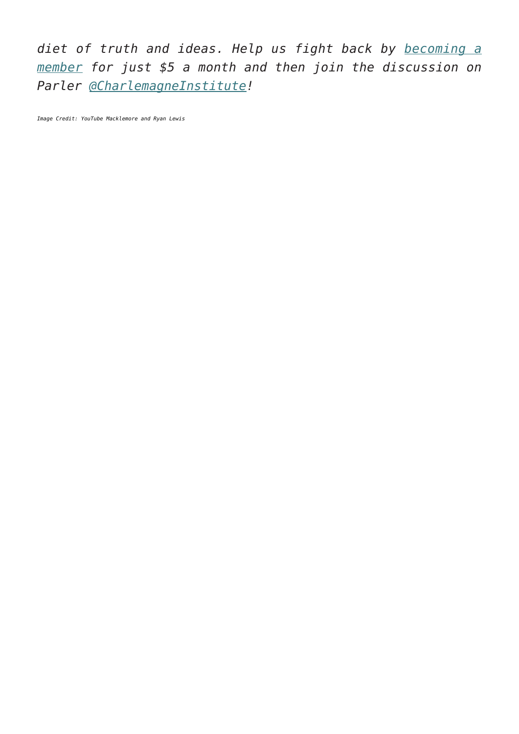*diet of truth and ideas. Help us fight back by [becoming a member] for just $5 a month and then join the discussion on Parler [@CharlemagneInstitute]!*

*Image Credit: YouTube Macklemore and Ryan Lewis*